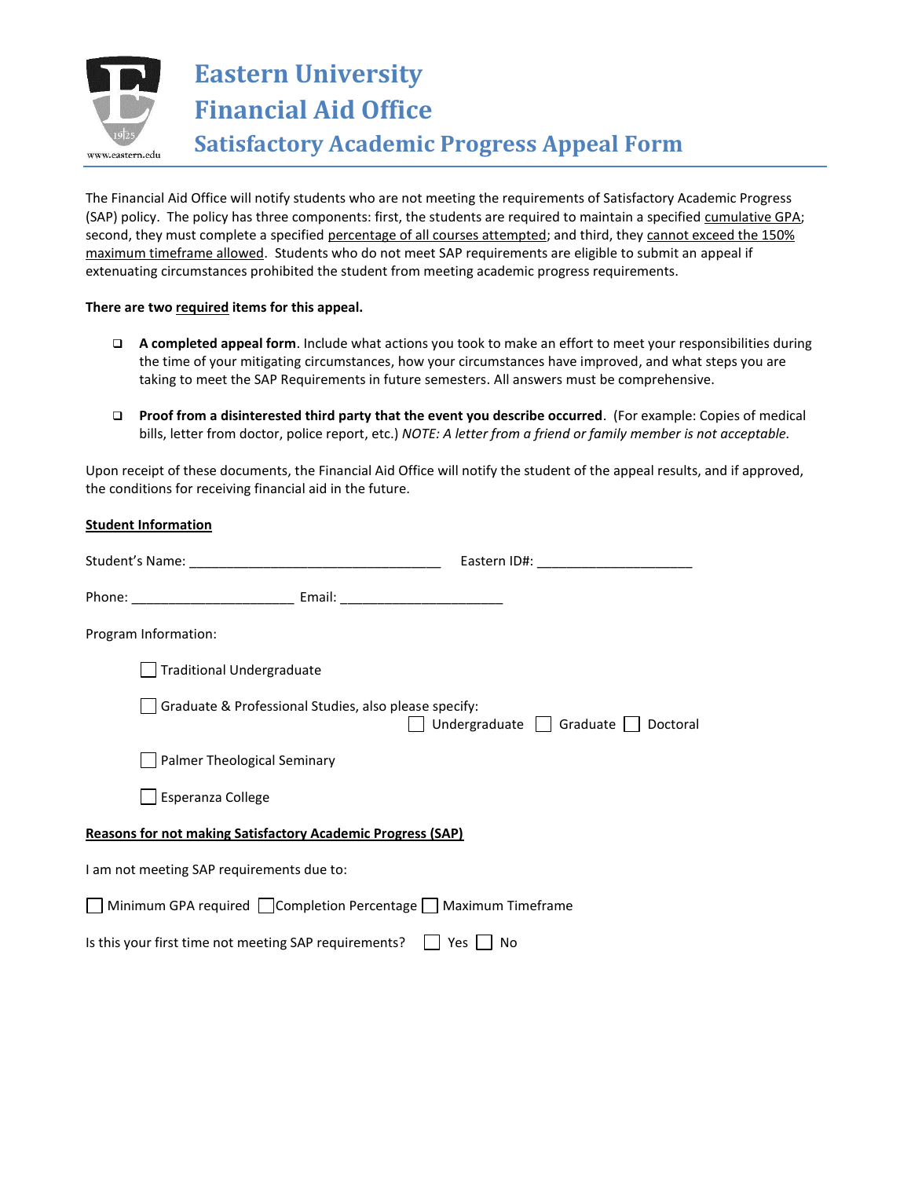# Eastern University
## Financial Aid Office
## Satisfactory Academic Progress Appeal Form

The Financial Aid Office will notify students who are not meeting the requirements of Satisfactory Academic Progress (SAP) policy. The policy has three components: first, the students are required to maintain a specified cumulative GPA; second, they must complete a specified percentage of all courses attempted; and third, they cannot exceed the 150% maximum timeframe allowed. Students who do not meet SAP requirements are eligible to submit an appeal if extenuating circumstances prohibited the student from meeting academic progress requirements.

**There are two required items for this appeal.**

- ☐ **A completed appeal form**. Include what actions you took to make an effort to meet your responsibilities during the time of your mitigating circumstances, how your circumstances have improved, and what steps you are taking to meet the SAP Requirements in future semesters. All answers must be comprehensive.

- ☐ **Proof from a disinterested third party that the event you describe occurred**. (For example: Copies of medical bills, letter from doctor, police report, etc.) *NOTE: A letter from a friend or family member is not acceptable.*

Upon receipt of these documents, the Financial Aid Office will notify the student of the appeal results, and if approved, the conditions for receiving financial aid in the future.

**Student Information**

Student's Name: _________________________________ Eastern ID#: ____________________

Phone: _____________________ Email: _____________________

Program Information:

☐ Traditional Undergraduate

☐ Graduate & Professional Studies, also please specify: ☐ Undergraduate ☐ Graduate ☐ Doctoral

☐ Palmer Theological Seminary

☐ Esperanza College

**Reasons for not making Satisfactory Academic Progress (SAP)**

I am not meeting SAP requirements due to:

☐ Minimum GPA required ☐ Completion Percentage ☐ Maximum Timeframe

Is this your first time not meeting SAP requirements? ☐ Yes ☐ No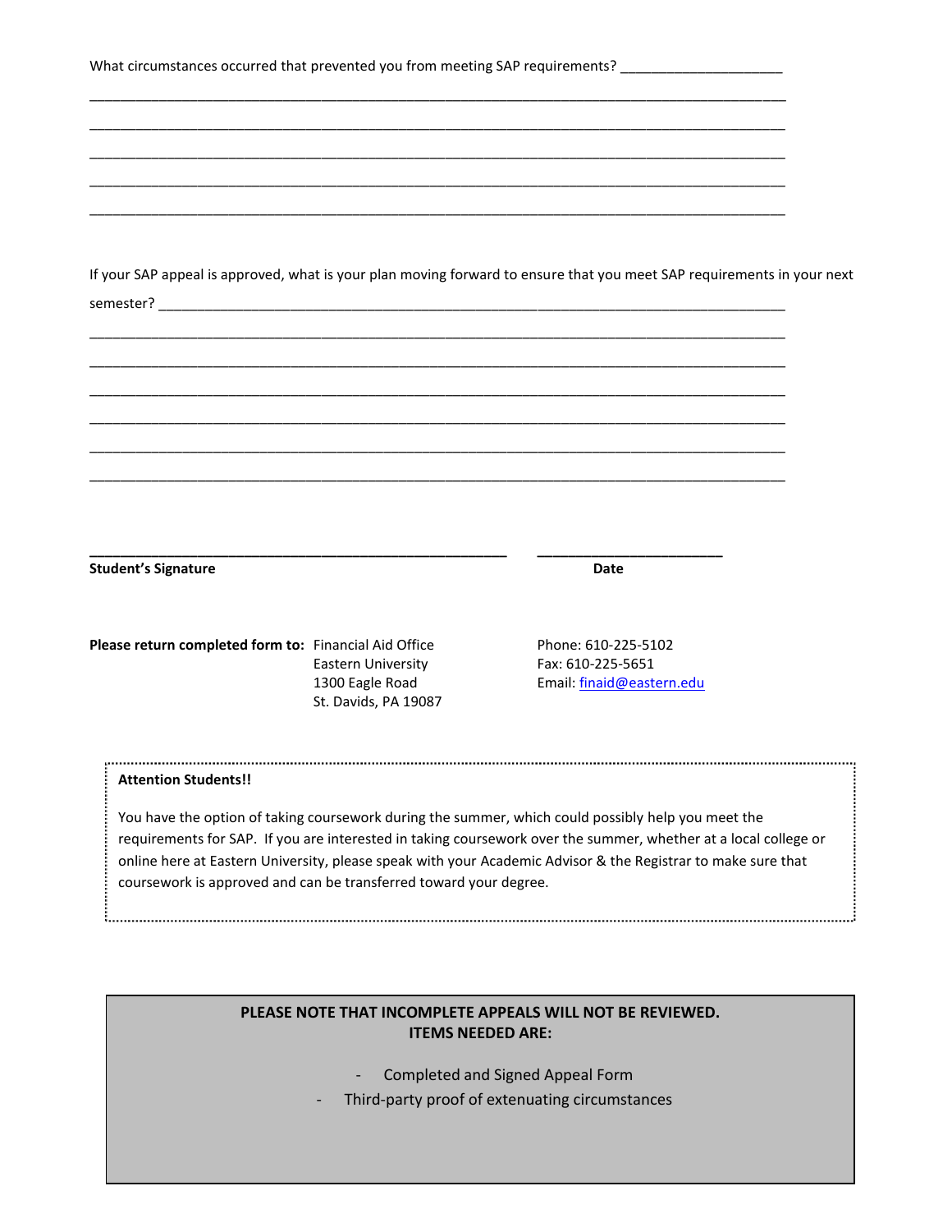What circumstances occurred that prevented you from meeting SAP requirements? ____________________

______________________________________________________________________________________

______________________________________________________________________________________

______________________________________________________________________________________

______________________________________________________________________________________

______________________________________________________________________________________

If your SAP appeal is approved, what is your plan moving forward to ensure that you meet SAP requirements in your next semester? ______________________________________________________________________________

______________________________________________________________________________________

______________________________________________________________________________________

______________________________________________________________________________________

______________________________________________________________________________________

______________________________________________________________________________________

______________________________________________________________________________________

_______________________________________________________ ________________________

**Student's Signature** **Date**

**Please return completed form to:** Financial Aid Office
Eastern University
1300 Eagle Road
St. Davids, PA 19087

Phone: 610-225-5102
Fax: 610-225-5651
Email: finaid@eastern.edu

**Attention Students!!**

You have the option of taking coursework during the summer, which could possibly help you meet the requirements for SAP. If you are interested in taking coursework over the summer, whether at a local college or online here at Eastern University, please speak with your Academic Advisor & the Registrar to make sure that coursework is approved and can be transferred toward your degree.

**PLEASE NOTE THAT INCOMPLETE APPEALS WILL NOT BE REVIEWED.**
**ITEMS NEEDED ARE:**

- Completed and Signed Appeal Form
- Third-party proof of extenuating circumstances